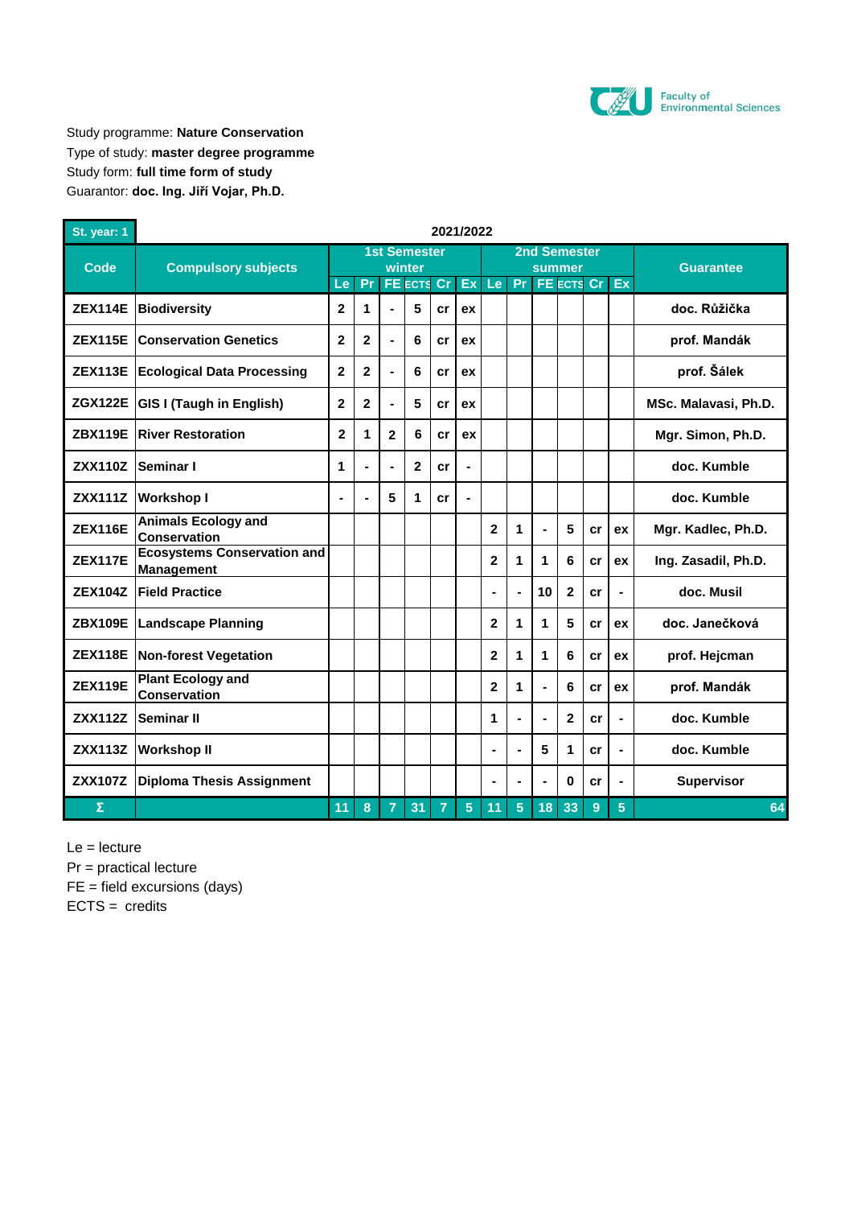Study programme: **Nature Conservation**
Type of study: **master degree programme**
Study form: **full time form of study**
Guarantor: **doc. Ing. Jiří Vojar, Ph.D.**

| St. year: 1 | 2021/2022 | | | | | | | | | | | | | |
|---|---|---|---|---|---|---|---|---|---|---|---|---|---|---|
| **Code** | **Compulsory subjects** | **1st Semester winter** | | | | | | **2nd Semester summer** | | | | | | **Guarantee** |
| | | Le | Pr | FE | ECTS | Cr | Ex | Le | Pr | FE | ECTS | Cr | Ex | |
| ZEX114E | Biodiversity | 2 | 1 | - | 5 | cr | ex | | | | | | | doc. Růžička |
| ZEX115E | Conservation Genetics | 2 | 2 | - | 6 | cr | ex | | | | | | | prof. Mandák |
| ZEX113E | Ecological Data Processing | 2 | 2 | - | 6 | cr | ex | | | | | | | prof. Šálek |
| ZGX122E | GIS I (Taugh in English) | 2 | 2 | - | 5 | cr | ex | | | | | | | MSc. Malavasi, Ph.D. |
| ZBX119E | River Restoration | 2 | 1 | 2 | 6 | cr | ex | | | | | | | Mgr. Simon, Ph.D. |
| ZXX110Z | Seminar I | 1 | - | - | 2 | cr | - | | | | | | | doc. Kumble |
| ZXX111Z | Workshop I | - | - | 5 | 1 | cr | - | | | | | | | doc. Kumble |
| ZEX116E | Animals Ecology and Conservation | | | | | | | 2 | 1 | - | 5 | cr | ex | Mgr. Kadlec, Ph.D. |
| ZEX117E | Ecosystems Conservation and Management | | | | | | | 2 | 1 | 1 | 6 | cr | ex | Ing. Zasadil, Ph.D. |
| ZEX104Z | Field Practice | | | | | | | - | - | 10 | 2 | cr | - | doc. Musil |
| ZBX109E | Landscape Planning | | | | | | | 2 | 1 | 1 | 5 | cr | ex | doc. Janečková |
| ZEX118E | Non-forest Vegetation | | | | | | | 2 | 1 | 1 | 6 | cr | ex | prof. Hejcman |
| ZEX119E | Plant Ecology and Conservation | | | | | | | 2 | 1 | - | 6 | cr | ex | prof. Mandák |
| ZXX112Z | Seminar II | | | | | | | 1 | - | - | 2 | cr | - | doc. Kumble |
| ZXX113Z | Workshop II | | | | | | | - | - | 5 | 1 | cr | - | doc. Kumble |
| ZXX107Z | Diploma Thesis Assignment | | | | | | | - | - | - | 0 | cr | - | Supervisor |
| Σ | | 11 | 8 | 7 | 31 | 7 | 5 | 11 | 5 | 18 | 33 | 9 | 5 | 64 |

Le = lecture
Pr = practical lecture
FE = field excursions (days)
ECTS = credits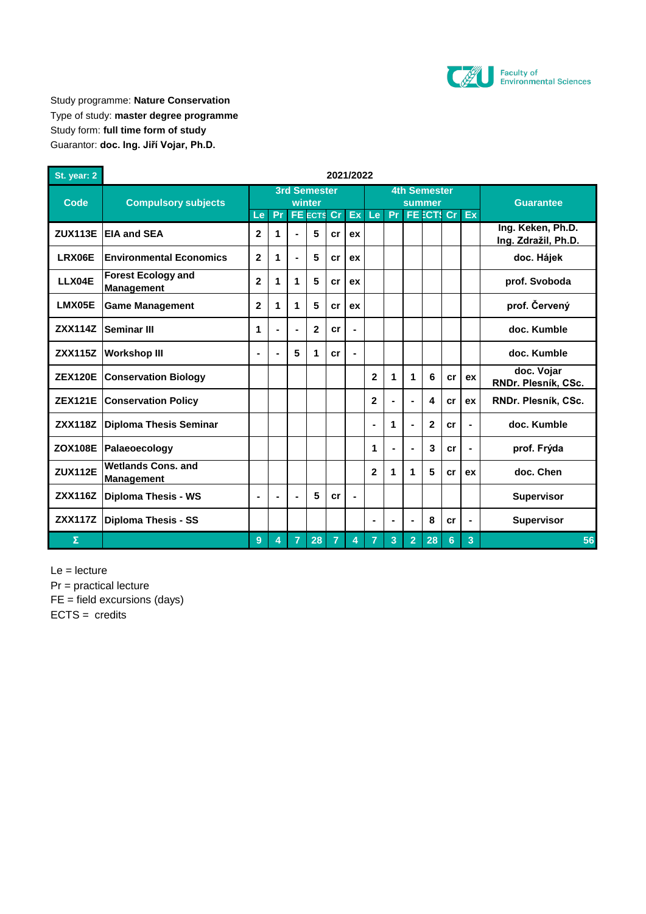Study programme: **Nature Conservation**
Type of study: **master degree programme**
Study form: **full time form of study**
Guarantor: **doc. Ing. Jiří Vojar, Ph.D.**

| St. year: 2 | 2021/2022 | | | | | | | | | | | | | |
|---|---|---|---|---|---|---|---|---|---|---|---|---|---|---|
| Code | Compulsory subjects | 3rd Semester winter | | | | | | 4th Semester summer | | | | | | Guarantee |
| | | Le | Pr | FE | ECTS | Cr | Ex | Le | Pr | FE | ECTS | Cr | Ex | |
| ZUX113E | EIA and SEA | 2 | 1 | - | 5 | cr | ex | | | | | | | Ing. Keken, Ph.D. Ing. Zdražil, Ph.D. |
| LRX06E | Environmental Economics | 2 | 1 | - | 5 | cr | ex | | | | | | | doc. Hájek |
| LLX04E | Forest Ecology and Management | 2 | 1 | 1 | 5 | cr | ex | | | | | | | prof. Svoboda |
| LMX05E | Game Management | 2 | 1 | 1 | 5 | cr | ex | | | | | | | prof. Červený |
| ZXX114Z | Seminar III | 1 | - | - | 2 | cr | - | | | | | | | doc. Kumble |
| ZXX115Z | Workshop III | - | - | 5 | 1 | cr | - | | | | | | | doc. Kumble |
| ZEX120E | Conservation Biology | | | | | | | 2 | 1 | 1 | 6 | cr | ex | doc. Vojar RNDr. Plesník, CSc. |
| ZEX121E | Conservation Policy | | | | | | | 2 | - | - | 4 | cr | ex | RNDr. Plesník, CSc. |
| ZXX118Z | Diploma Thesis Seminar | | | | | | | - | 1 | - | 2 | cr | - | doc. Kumble |
| ZOX108E | Palaeoecology | | | | | | | 1 | - | - | 3 | cr | - | prof. Frýda |
| ZUX112E | Wetlands Cons. and Management | | | | | | | 2 | 1 | 1 | 5 | cr | ex | doc. Chen |
| ZXX116Z | Diploma Thesis - WS | - | - | - | 5 | cr | - | | | | | | | Supervisor |
| ZXX117Z | Diploma Thesis - SS | | | | | | | - | - | - | 8 | cr | - | Supervisor |
| Σ | | 9 | 4 | 7 | 28 | 7 | 4 | 7 | 3 | 2 | 28 | 6 | 3 | 56 |

Le = lecture
Pr = practical lecture
FE = field excursions (days)
ECTS = credits